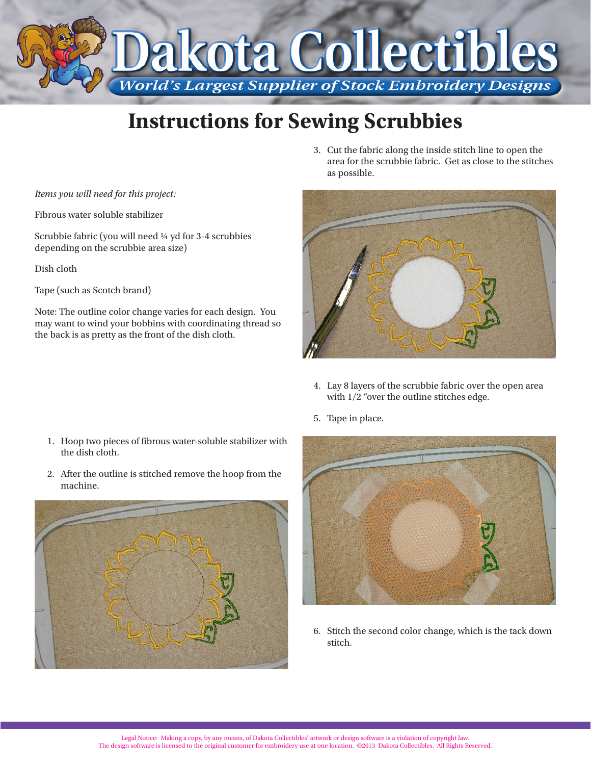# Dakota Collectibles

*World's Largest Supplier of Stock Embroidery Designs*

## Instructions for Sewing Scrubbies

*Items you will need for this project:*

Fibrous water soluble stabilizer

Scrubbie fabric (you will need ¼ yd for 3-4 scrubbies depending on the scrubbie area size)

Dish cloth

Tape (such as Scotch brand)

Note: The outline color change varies for each design. You may want to wind your bobbins with coordinating thread so the back is as pretty as the front of the dish cloth.

1. Hoop two pieces of fibrous water-soluble stabilizer with the dish cloth.
2. After the outline is stitched remove the hoop from the machine.
3. Cut the fabric along the inside stitch line to open the area for the scrubbie fabric. Get as close to the stitches as possible.
4. Lay 8 layers of the scrubbie fabric over the open area with 1/2 "over the outline stitches edge.
5. Tape in place.
6. Stitch the second color change, which is the tack down stitch.

Legal Notice: Making a copy, by any means, of Dakota Collectibles' artwork or design software is a violation of copyright law. The design software is licensed to the original customer for embroidery use at one location. ©2013 Dakota Collectibles. All Rights Reserved.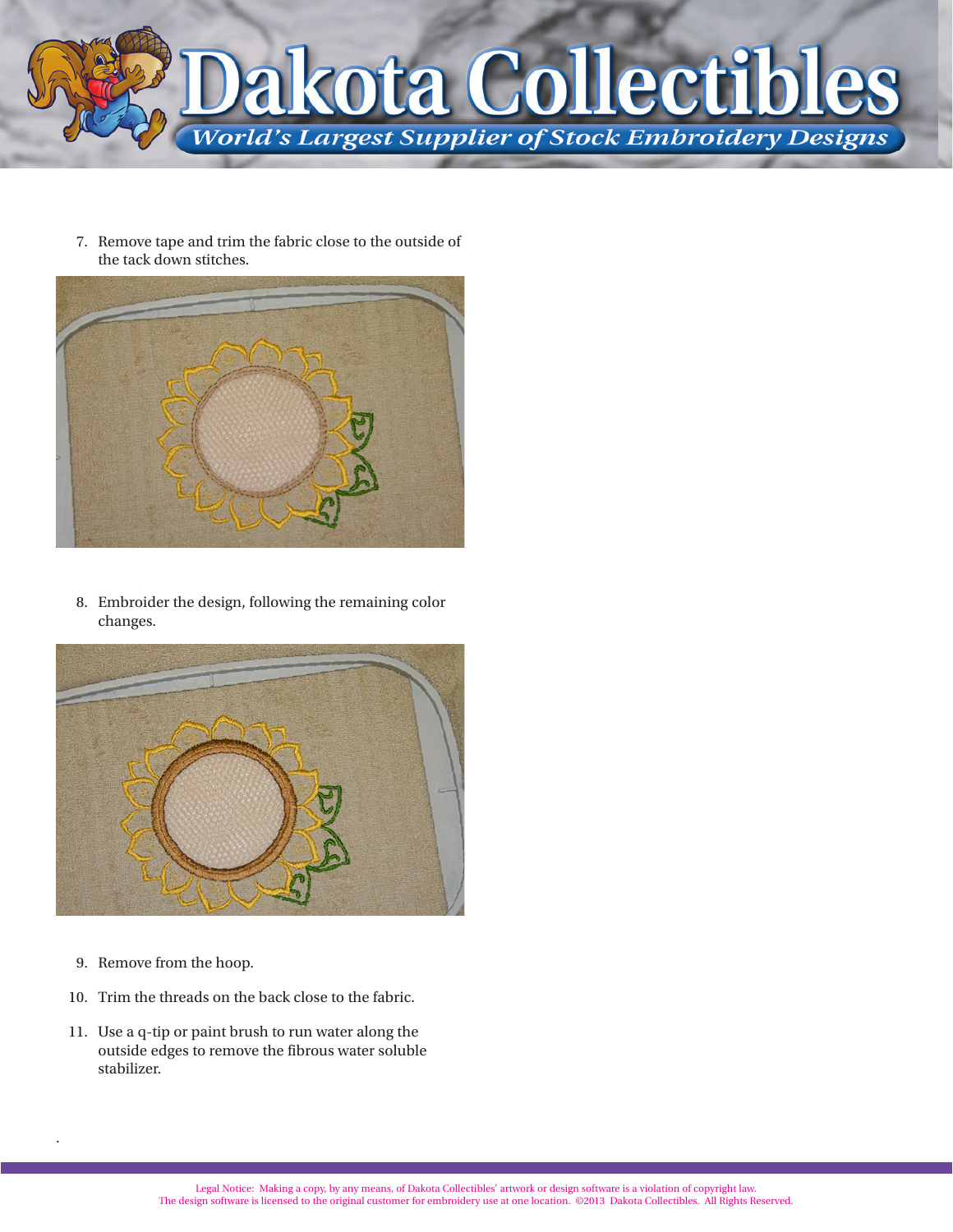7. Remove tape and trim the fabric close to the outside of the tack down stitches.

8. Embroider the design, following the remaining color changes.

9. Remove from the hoop.

10. Trim the threads on the back close to the fabric.

11. Use a q-tip or paint brush to run water along the outside edges to remove the fibrous water soluble stabilizer.

Legal Notice: Making a copy, by any means, of Dakota Collectibles' artwork or design software is a violation of copyright law. The design software is licensed to the original customer for embroidery use at one location. ©2013 Dakota Collectibles. All Rights Reserved.